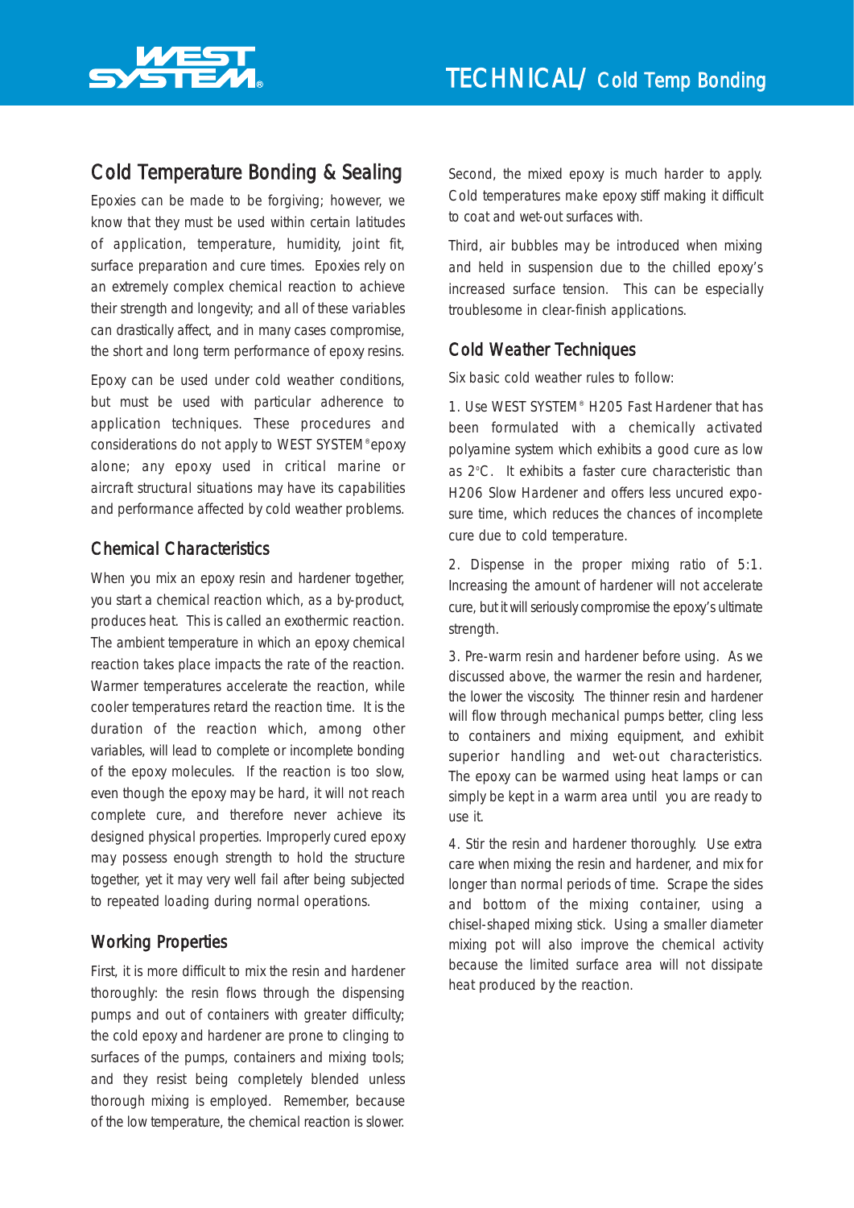# TECHNICAL/ Cold Temp Bonding

## Cold Temperature Bonding & Sealing

Epoxies can be made to be forgiving; however, we know that they must be used within certain latitudes of application, temperature, humidity, joint fit, surface preparation and cure times. Epoxies rely on an extremely complex chemical reaction to achieve their strength and longevity; and all of these variables can drastically affect, and in many cases compromise, the short and long term performance of epoxy resins.

Epoxy can be used under cold weather conditions, but must be used with particular adherence to application techniques. These procedures and considerations do not apply to WEST SYSTEM® epoxy alone; any epoxy used in critical marine or aircraft structural situations may have its capabilities and performance affected by cold weather problems.

### Chemical Characteristics

When you mix an epoxy resin and hardener together, you start a chemical reaction which, as a by-product, produces heat. This is called an exothermic reaction. The ambient temperature in which an epoxy chemical reaction takes place impacts the rate of the reaction. Warmer temperatures accelerate the reaction, while cooler temperatures retard the reaction time. It is the duration of the reaction which, among other variables, will lead to complete or incomplete bonding of the epoxy molecules. If the reaction is too slow, even though the epoxy may be hard, it will not reach complete cure, and therefore never achieve its designed physical properties. Improperly cured epoxy may possess enough strength to hold the structure together, yet it may very well fail after being subjected to repeated loading during normal operations.

### Working Properties

First, it is more difficult to mix the resin and hardener thoroughly: the resin flows through the dispensing pumps and out of containers with greater difficulty; the cold epoxy and hardener are prone to clinging to surfaces of the pumps, containers and mixing tools; and they resist being completely blended unless thorough mixing is employed. Remember, because of the low temperature, the chemical reaction is slower.

Second, the mixed epoxy is much harder to apply. Cold temperatures make epoxy stiff making it difficult to coat and wet-out surfaces with.

Third, air bubbles may be introduced when mixing and held in suspension due to the chilled epoxy's increased surface tension. This can be especially troublesome in clear-finish applications.

### Cold Weather Techniques

Six basic cold weather rules to follow:

1. Use WEST SYSTEM® H205 Fast Hardener that has been formulated with a chemically activated polyamine system which exhibits a good cure as low as 2°C. It exhibits a faster cure characteristic than H206 Slow Hardener and offers less uncured exposure time, which reduces the chances of incomplete cure due to cold temperature.

2. Dispense in the proper mixing ratio of 5:1. Increasing the amount of hardener will not accelerate cure, but it will seriously compromise the epoxy's ultimate strength.

3. Pre-warm resin and hardener before using. As we discussed above, the warmer the resin and hardener, the lower the viscosity. The thinner resin and hardener will flow through mechanical pumps better, cling less to containers and mixing equipment, and exhibit superior handling and wet-out characteristics. The epoxy can be warmed using heat lamps or can simply be kept in a warm area until you are ready to use it.

4. Stir the resin and hardener thoroughly. Use extra care when mixing the resin and hardener, and mix for longer than normal periods of time. Scrape the sides and bottom of the mixing container, using a chisel-shaped mixing stick. Using a smaller diameter mixing pot will also improve the chemical activity because the limited surface area will not dissipate heat produced by the reaction.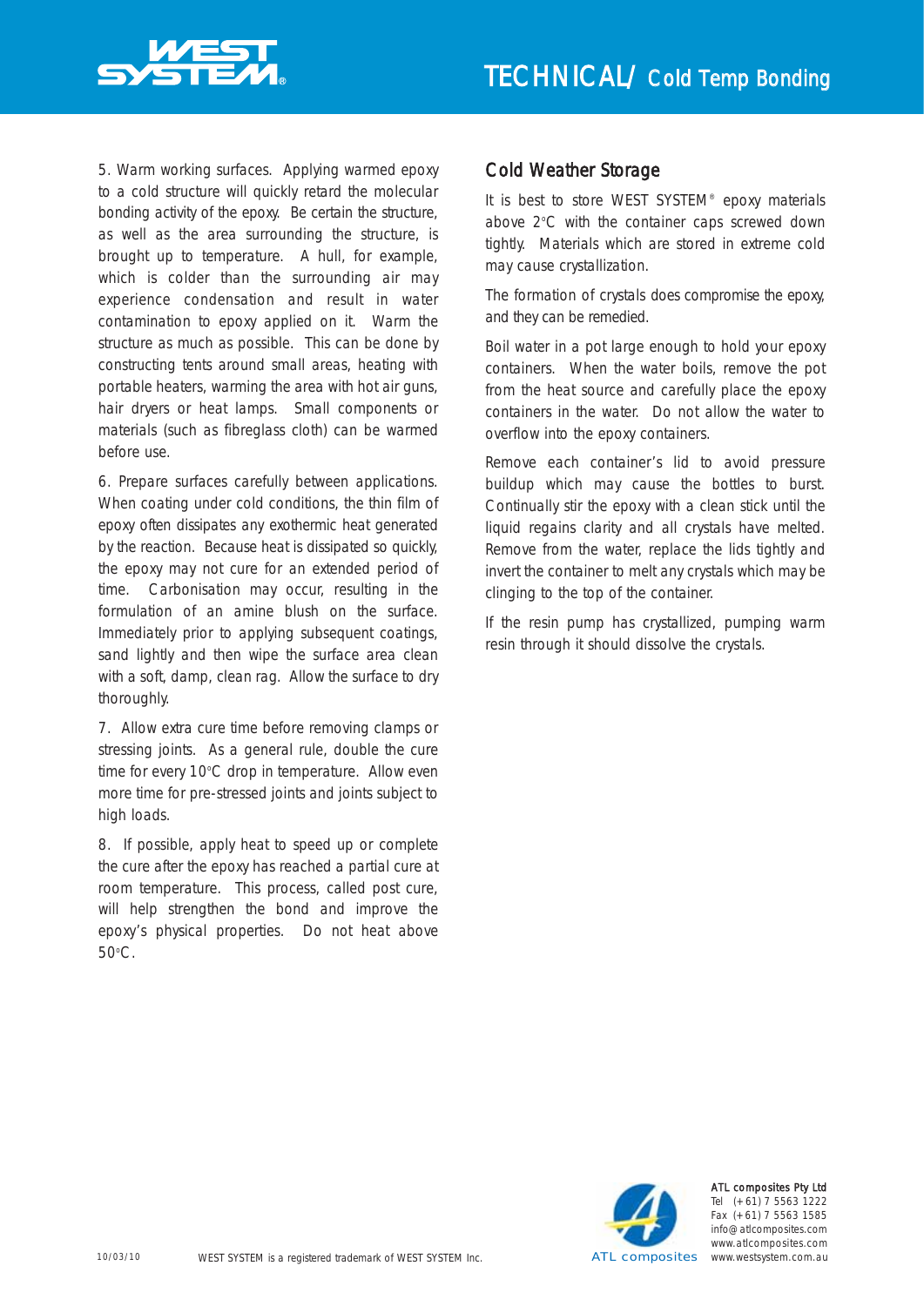5. Warm working surfaces. Applying warmed epoxy to a cold structure will quickly retard the molecular bonding activity of the epoxy. Be certain the structure, as well as the area surrounding the structure, is brought up to temperature. A hull, for example, which is colder than the surrounding air may experience condensation and result in water contamination to epoxy applied on it. Warm the structure as much as possible. This can be done by constructing tents around small areas, heating with portable heaters, warming the area with hot air guns, hair dryers or heat lamps. Small components or materials (such as fibreglass cloth) can be warmed before use.

6. Prepare surfaces carefully between applications. When coating under cold conditions, the thin film of epoxy often dissipates any exothermic heat generated by the reaction. Because heat is dissipated so quickly, the epoxy may not cure for an extended period of time. Carbonisation may occur, resulting in the formulation of an amine blush on the surface. Immediately prior to applying subsequent coatings, sand lightly and then wipe the surface area clean with a soft, damp, clean rag. Allow the surface to dry thoroughly.

7. Allow extra cure time before removing clamps or stressing joints. As a general rule, double the cure time for every 10°C drop in temperature. Allow even more time for pre-stressed joints and joints subject to high loads.

8. If possible, apply heat to speed up or complete the cure after the epoxy has reached a partial cure at room temperature. This process, called post cure, will help strengthen the bond and improve the epoxy's physical properties. Do not heat above 50°C.

## Cold Weather Storage

It is best to store WEST SYSTEM® epoxy materials above 2°C with the container caps screwed down tightly. Materials which are stored in extreme cold may cause crystallization.

The formation of crystals does compromise the epoxy, and they can be remedied.

Boil water in a pot large enough to hold your epoxy containers. When the water boils, remove the pot from the heat source and carefully place the epoxy containers in the water. Do not allow the water to overflow into the epoxy containers.

Remove each container's lid to avoid pressure buildup which may cause the bottles to burst. Continually stir the epoxy with a clean stick until the liquid regains clarity and all crystals have melted. Remove from the water, replace the lids tightly and invert the container to melt any crystals which may be clinging to the top of the container.

If the resin pump has crystallized, pumping warm resin through it should dissolve the crystals.